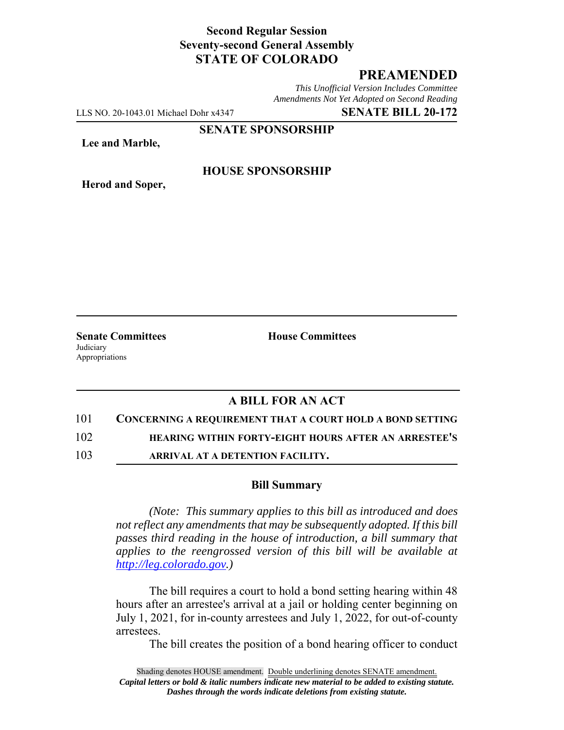**Second Regular Session**
**Seventy-second General Assembly**
**STATE OF COLORADO**

# PREAMENDED

*This Unofficial Version Includes Committee Amendments Not Yet Adopted on Second Reading*

LLS NO. 20-1043.01 Michael Dohr x4347 **SENATE BILL 20-172**

**SENATE SPONSORSHIP**

**Lee and Marble,**

**HOUSE SPONSORSHIP**

**Herod and Soper,**

**Senate Committees**
Judiciary
Appropriations

**House Committees**

## A BILL FOR AN ACT

101 **CONCERNING A REQUIREMENT THAT A COURT HOLD A BOND SETTING**
102 **HEARING WITHIN FORTY-EIGHT HOURS AFTER AN ARRESTEE'S**
103 **ARRIVAL AT A DETENTION FACILITY.**

### Bill Summary

*(Note: This summary applies to this bill as introduced and does not reflect any amendments that may be subsequently adopted. If this bill passes third reading in the house of introduction, a bill summary that applies to the reengrossed version of this bill will be available at http://leg.colorado.gov.)*

The bill requires a court to hold a bond setting hearing within 48 hours after an arrestee's arrival at a jail or holding center beginning on July 1, 2021, for in-county arrestees and July 1, 2022, for out-of-county arrestees.

The bill creates the position of a bond hearing officer to conduct

Shading denotes HOUSE amendment. Double underlining denotes SENATE amendment.
*Capital letters or bold & italic numbers indicate new material to be added to existing statute.*
*Dashes through the words indicate deletions from existing statute.*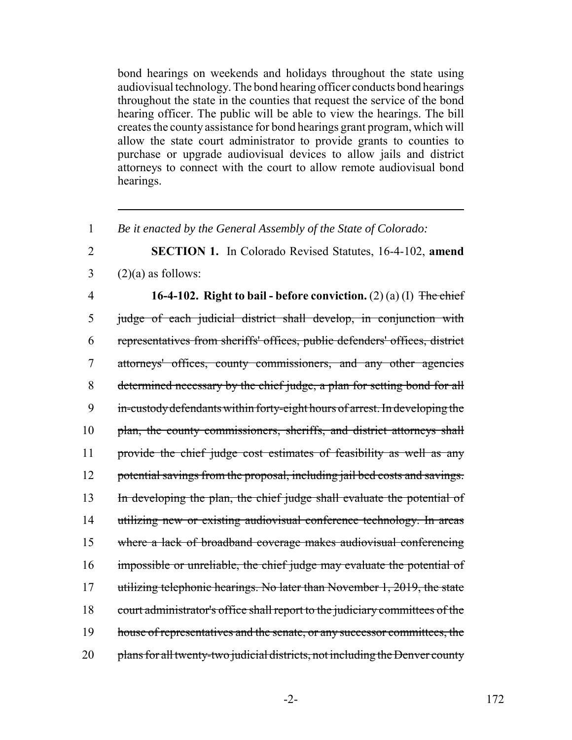bond hearings on weekends and holidays throughout the state using audiovisual technology. The bond hearing officer conducts bond hearings throughout the state in the counties that request the service of the bond hearing officer. The public will be able to view the hearings. The bill creates the county assistance for bond hearings grant program, which will allow the state court administrator to provide grants to counties to purchase or upgrade audiovisual devices to allow jails and district attorneys to connect with the court to allow remote audiovisual bond hearings.

---

1 *Be it enacted by the General Assembly of the State of Colorado:*

2 **SECTION 1.** In Colorado Revised Statutes, 16-4-102, **amend**
3 (2)(a) as follows:

4 **16-4-102. Right to bail - before conviction.** (2) (a) (I) ~~The chief~~
5 ~~judge of each judicial district shall develop, in conjunction with~~
6 ~~representatives from sheriffs' offices, public defenders' offices, district~~
7 ~~attorneys' offices, county commissioners, and any other agencies~~
8 ~~determined necessary by the chief judge, a plan for setting bond for all~~
9 ~~in-custody defendants within forty-eight hours of arrest. In developing the~~
10 ~~plan, the county commissioners, sheriffs, and district attorneys shall~~
11 ~~provide the chief judge cost estimates of feasibility as well as any~~
12 ~~potential savings from the proposal, including jail bed costs and savings.~~
13 ~~In developing the plan, the chief judge shall evaluate the potential of~~
14 ~~utilizing new or existing audiovisual conference technology. In areas~~
15 ~~where a lack of broadband coverage makes audiovisual conferencing~~
16 ~~impossible or unreliable, the chief judge may evaluate the potential of~~
17 ~~utilizing telephonic hearings. No later than November 1, 2019, the state~~
18 ~~court administrator's office shall report to the judiciary committees of the~~
19 ~~house of representatives and the senate, or any successor committees, the~~
20 ~~plans for all twenty-two judicial districts, not including the Denver county~~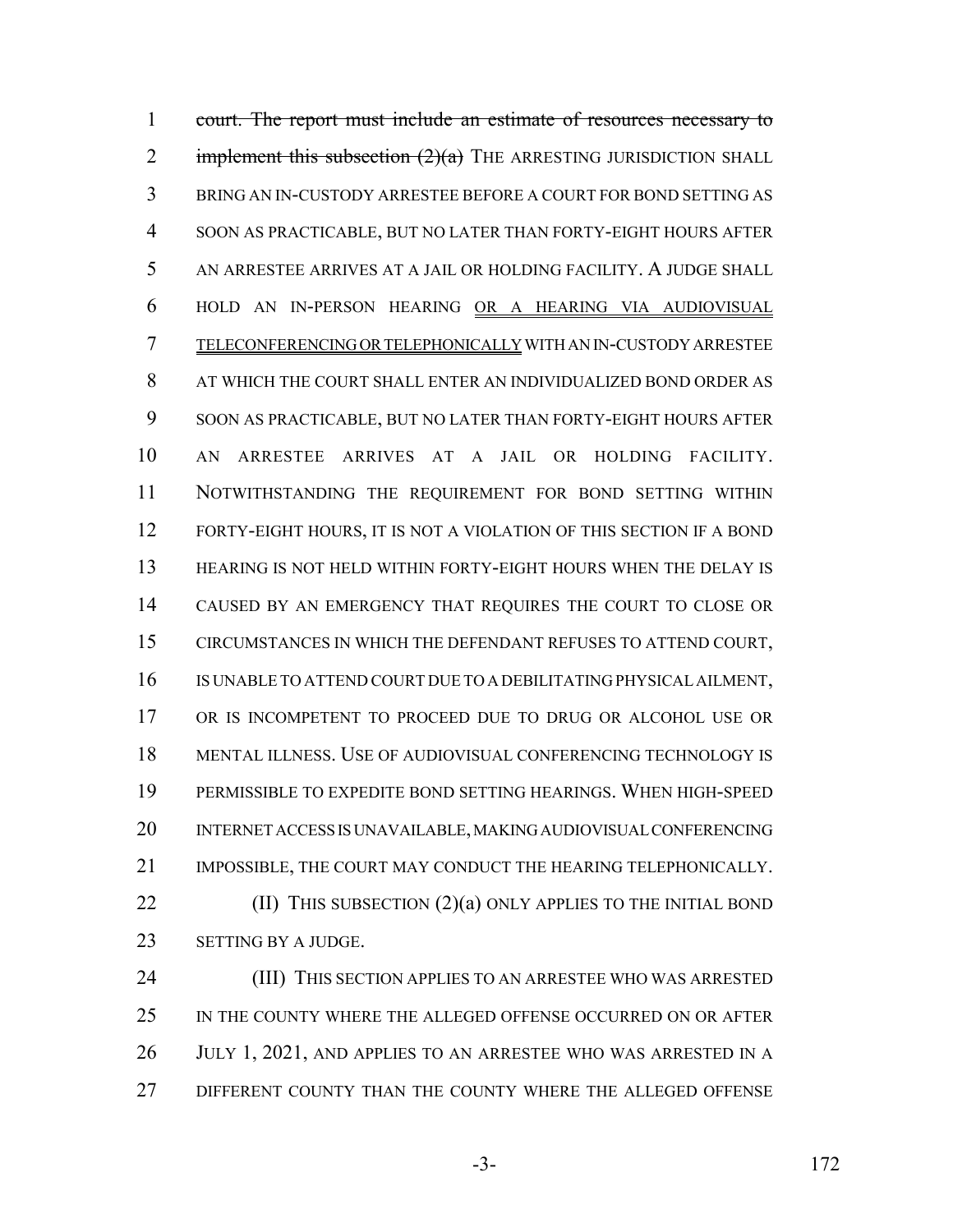~~court. The report must include an estimate of resources necessary to implement this subsection (2)(a)~~ THE ARRESTING JURISDICTION SHALL BRING AN IN-CUSTODY ARRESTEE BEFORE A COURT FOR BOND SETTING AS SOON AS PRACTICABLE, BUT NO LATER THAN FORTY-EIGHT HOURS AFTER AN ARRESTEE ARRIVES AT A JAIL OR HOLDING FACILITY. A JUDGE SHALL HOLD AN IN-PERSON HEARING OR A HEARING VIA AUDIOVISUAL TELECONFERENCING OR TELEPHONICALLY WITH AN IN-CUSTODY ARRESTEE AT WHICH THE COURT SHALL ENTER AN INDIVIDUALIZED BOND ORDER AS SOON AS PRACTICABLE, BUT NO LATER THAN FORTY-EIGHT HOURS AFTER AN ARRESTEE ARRIVES AT A JAIL OR HOLDING FACILITY. NOTWITHSTANDING THE REQUIREMENT FOR BOND SETTING WITHIN FORTY-EIGHT HOURS, IT IS NOT A VIOLATION OF THIS SECTION IF A BOND HEARING IS NOT HELD WITHIN FORTY-EIGHT HOURS WHEN THE DELAY IS CAUSED BY AN EMERGENCY THAT REQUIRES THE COURT TO CLOSE OR CIRCUMSTANCES IN WHICH THE DEFENDANT REFUSES TO ATTEND COURT, IS UNABLE TO ATTEND COURT DUE TO A DEBILITATING PHYSICAL AILMENT, OR IS INCOMPETENT TO PROCEED DUE TO DRUG OR ALCOHOL USE OR MENTAL ILLNESS. USE OF AUDIOVISUAL CONFERENCING TECHNOLOGY IS PERMISSIBLE TO EXPEDITE BOND SETTING HEARINGS. WHEN HIGH-SPEED INTERNET ACCESS IS UNAVAILABLE, MAKING AUDIOVISUAL CONFERENCING IMPOSSIBLE, THE COURT MAY CONDUCT THE HEARING TELEPHONICALLY.

(II) THIS SUBSECTION (2)(a) ONLY APPLIES TO THE INITIAL BOND SETTING BY A JUDGE.

(III) THIS SECTION APPLIES TO AN ARRESTEE WHO WAS ARRESTED IN THE COUNTY WHERE THE ALLEGED OFFENSE OCCURRED ON OR AFTER JULY 1, 2021, AND APPLIES TO AN ARRESTEE WHO WAS ARRESTED IN A DIFFERENT COUNTY THAN THE COUNTY WHERE THE ALLEGED OFFENSE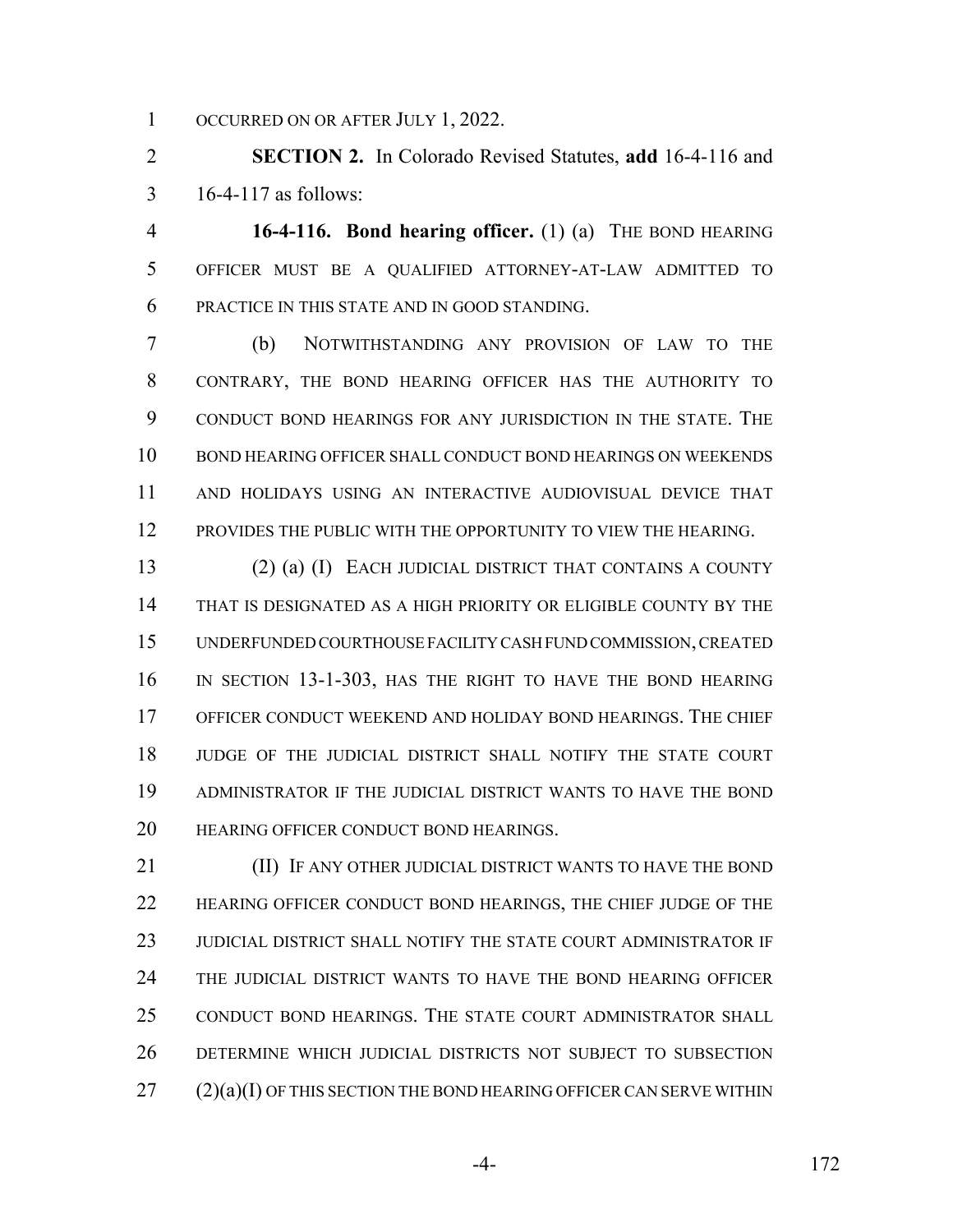OCCURRED ON OR AFTER JULY 1, 2022.

**SECTION 2.** In Colorado Revised Statutes, **add** 16-4-116 and 16-4-117 as follows:

**16-4-116. Bond hearing officer.** (1) (a) THE BOND HEARING OFFICER MUST BE A QUALIFIED ATTORNEY-AT-LAW ADMITTED TO PRACTICE IN THIS STATE AND IN GOOD STANDING.

(b) NOTWITHSTANDING ANY PROVISION OF LAW TO THE CONTRARY, THE BOND HEARING OFFICER HAS THE AUTHORITY TO CONDUCT BOND HEARINGS FOR ANY JURISDICTION IN THE STATE. THE BOND HEARING OFFICER SHALL CONDUCT BOND HEARINGS ON WEEKENDS AND HOLIDAYS USING AN INTERACTIVE AUDIOVISUAL DEVICE THAT PROVIDES THE PUBLIC WITH THE OPPORTUNITY TO VIEW THE HEARING.

(2) (a) (I) EACH JUDICIAL DISTRICT THAT CONTAINS A COUNTY THAT IS DESIGNATED AS A HIGH PRIORITY OR ELIGIBLE COUNTY BY THE UNDERFUNDED COURTHOUSE FACILITY CASH FUND COMMISSION, CREATED IN SECTION 13-1-303, HAS THE RIGHT TO HAVE THE BOND HEARING OFFICER CONDUCT WEEKEND AND HOLIDAY BOND HEARINGS. THE CHIEF JUDGE OF THE JUDICIAL DISTRICT SHALL NOTIFY THE STATE COURT ADMINISTRATOR IF THE JUDICIAL DISTRICT WANTS TO HAVE THE BOND HEARING OFFICER CONDUCT BOND HEARINGS.

(II) IF ANY OTHER JUDICIAL DISTRICT WANTS TO HAVE THE BOND HEARING OFFICER CONDUCT BOND HEARINGS, THE CHIEF JUDGE OF THE JUDICIAL DISTRICT SHALL NOTIFY THE STATE COURT ADMINISTRATOR IF THE JUDICIAL DISTRICT WANTS TO HAVE THE BOND HEARING OFFICER CONDUCT BOND HEARINGS. THE STATE COURT ADMINISTRATOR SHALL DETERMINE WHICH JUDICIAL DISTRICTS NOT SUBJECT TO SUBSECTION (2)(a)(I) OF THIS SECTION THE BOND HEARING OFFICER CAN SERVE WITHIN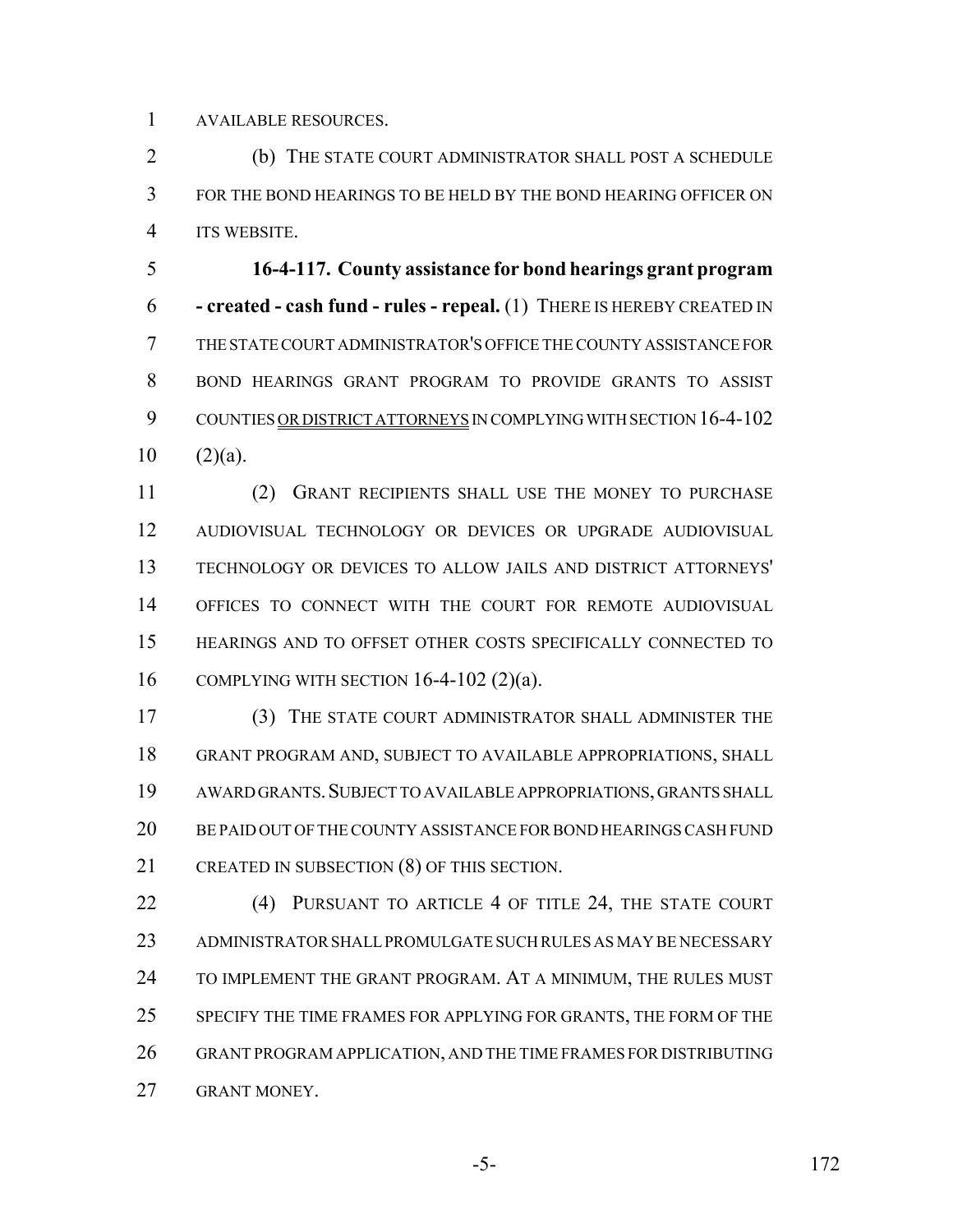AVAILABLE RESOURCES.

(b) THE STATE COURT ADMINISTRATOR SHALL POST A SCHEDULE FOR THE BOND HEARINGS TO BE HELD BY THE BOND HEARING OFFICER ON ITS WEBSITE.

**16-4-117. County assistance for bond hearings grant program - created - cash fund - rules - repeal.** (1) THERE IS HEREBY CREATED IN THE STATE COURT ADMINISTRATOR'S OFFICE THE COUNTY ASSISTANCE FOR BOND HEARINGS GRANT PROGRAM TO PROVIDE GRANTS TO ASSIST COUNTIES OR DISTRICT ATTORNEYS IN COMPLYING WITH SECTION 16-4-102 (2)(a).

(2) GRANT RECIPIENTS SHALL USE THE MONEY TO PURCHASE AUDIOVISUAL TECHNOLOGY OR DEVICES OR UPGRADE AUDIOVISUAL TECHNOLOGY OR DEVICES TO ALLOW JAILS AND DISTRICT ATTORNEYS' OFFICES TO CONNECT WITH THE COURT FOR REMOTE AUDIOVISUAL HEARINGS AND TO OFFSET OTHER COSTS SPECIFICALLY CONNECTED TO COMPLYING WITH SECTION 16-4-102 (2)(a).

(3) THE STATE COURT ADMINISTRATOR SHALL ADMINISTER THE GRANT PROGRAM AND, SUBJECT TO AVAILABLE APPROPRIATIONS, SHALL AWARD GRANTS. SUBJECT TO AVAILABLE APPROPRIATIONS, GRANTS SHALL BE PAID OUT OF THE COUNTY ASSISTANCE FOR BOND HEARINGS CASH FUND CREATED IN SUBSECTION (8) OF THIS SECTION.

(4) PURSUANT TO ARTICLE 4 OF TITLE 24, THE STATE COURT ADMINISTRATOR SHALL PROMULGATE SUCH RULES AS MAY BE NECESSARY TO IMPLEMENT THE GRANT PROGRAM. AT A MINIMUM, THE RULES MUST SPECIFY THE TIME FRAMES FOR APPLYING FOR GRANTS, THE FORM OF THE GRANT PROGRAM APPLICATION, AND THE TIME FRAMES FOR DISTRIBUTING GRANT MONEY.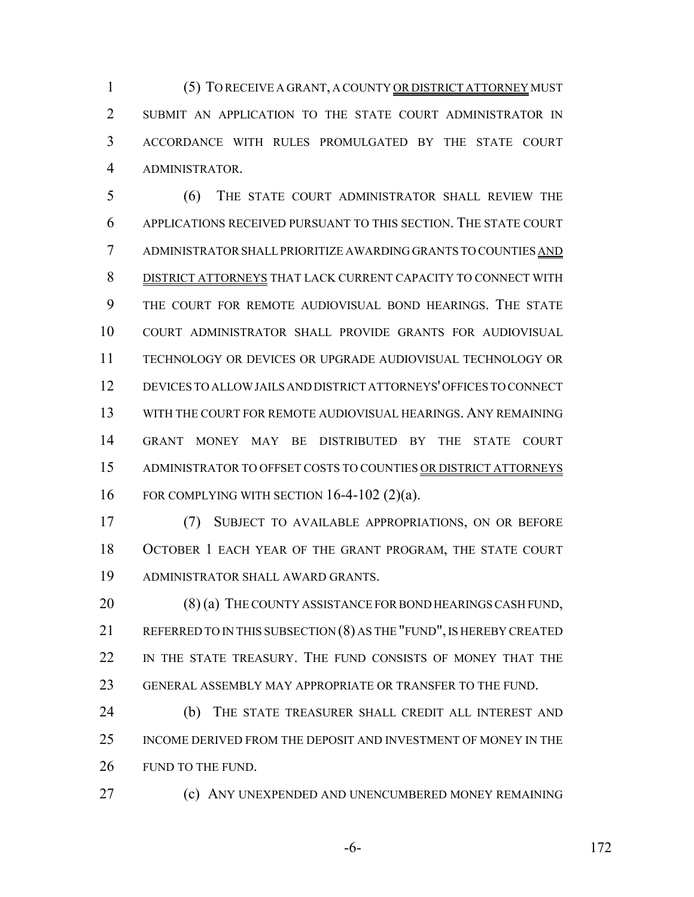(5) TO RECEIVE A GRANT, A COUNTY OR DISTRICT ATTORNEY MUST SUBMIT AN APPLICATION TO THE STATE COURT ADMINISTRATOR IN ACCORDANCE WITH RULES PROMULGATED BY THE STATE COURT ADMINISTRATOR.

(6) THE STATE COURT ADMINISTRATOR SHALL REVIEW THE APPLICATIONS RECEIVED PURSUANT TO THIS SECTION. THE STATE COURT ADMINISTRATOR SHALL PRIORITIZE AWARDING GRANTS TO COUNTIES AND DISTRICT ATTORNEYS THAT LACK CURRENT CAPACITY TO CONNECT WITH THE COURT FOR REMOTE AUDIOVISUAL BOND HEARINGS. THE STATE COURT ADMINISTRATOR SHALL PROVIDE GRANTS FOR AUDIOVISUAL TECHNOLOGY OR DEVICES OR UPGRADE AUDIOVISUAL TECHNOLOGY OR DEVICES TO ALLOW JAILS AND DISTRICT ATTORNEYS' OFFICES TO CONNECT WITH THE COURT FOR REMOTE AUDIOVISUAL HEARINGS. ANY REMAINING GRANT MONEY MAY BE DISTRIBUTED BY THE STATE COURT ADMINISTRATOR TO OFFSET COSTS TO COUNTIES OR DISTRICT ATTORNEYS FOR COMPLYING WITH SECTION 16-4-102 (2)(a).

(7) SUBJECT TO AVAILABLE APPROPRIATIONS, ON OR BEFORE OCTOBER 1 EACH YEAR OF THE GRANT PROGRAM, THE STATE COURT ADMINISTRATOR SHALL AWARD GRANTS.

(8) (a) THE COUNTY ASSISTANCE FOR BOND HEARINGS CASH FUND, REFERRED TO IN THIS SUBSECTION (8) AS THE "FUND", IS HEREBY CREATED IN THE STATE TREASURY. THE FUND CONSISTS OF MONEY THAT THE GENERAL ASSEMBLY MAY APPROPRIATE OR TRANSFER TO THE FUND.

(b) THE STATE TREASURER SHALL CREDIT ALL INTEREST AND INCOME DERIVED FROM THE DEPOSIT AND INVESTMENT OF MONEY IN THE FUND TO THE FUND.

(c) ANY UNEXPENDED AND UNENCUMBERED MONEY REMAINING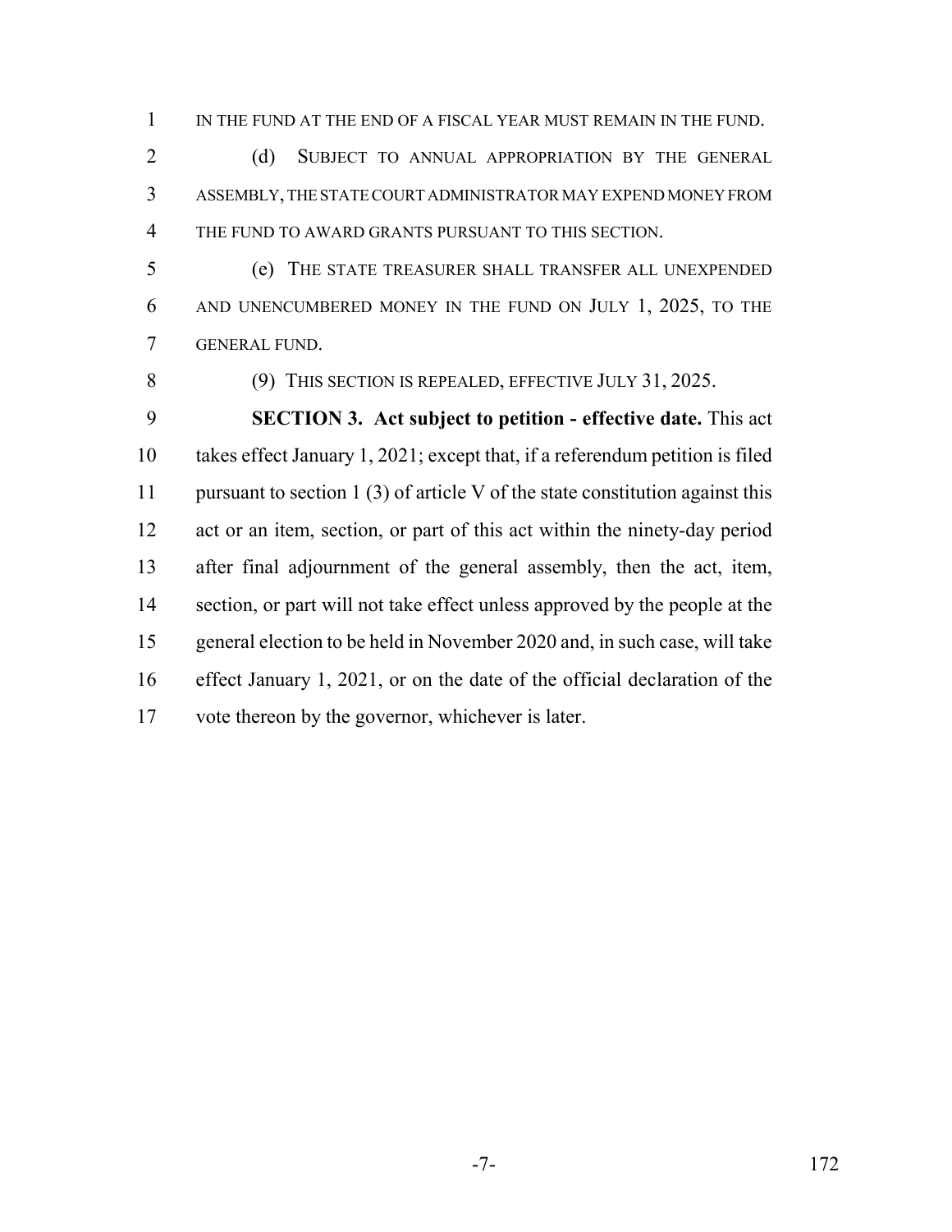IN THE FUND AT THE END OF A FISCAL YEAR MUST REMAIN IN THE FUND.

(d) SUBJECT TO ANNUAL APPROPRIATION BY THE GENERAL ASSEMBLY, THE STATE COURT ADMINISTRATOR MAY EXPEND MONEY FROM THE FUND TO AWARD GRANTS PURSUANT TO THIS SECTION.

(e) THE STATE TREASURER SHALL TRANSFER ALL UNEXPENDED AND UNENCUMBERED MONEY IN THE FUND ON JULY 1, 2025, TO THE GENERAL FUND.

(9) THIS SECTION IS REPEALED, EFFECTIVE JULY 31, 2025.

**SECTION 3. Act subject to petition - effective date.** This act takes effect January 1, 2021; except that, if a referendum petition is filed pursuant to section 1 (3) of article V of the state constitution against this act or an item, section, or part of this act within the ninety-day period after final adjournment of the general assembly, then the act, item, section, or part will not take effect unless approved by the people at the general election to be held in November 2020 and, in such case, will take effect January 1, 2021, or on the date of the official declaration of the vote thereon by the governor, whichever is later.